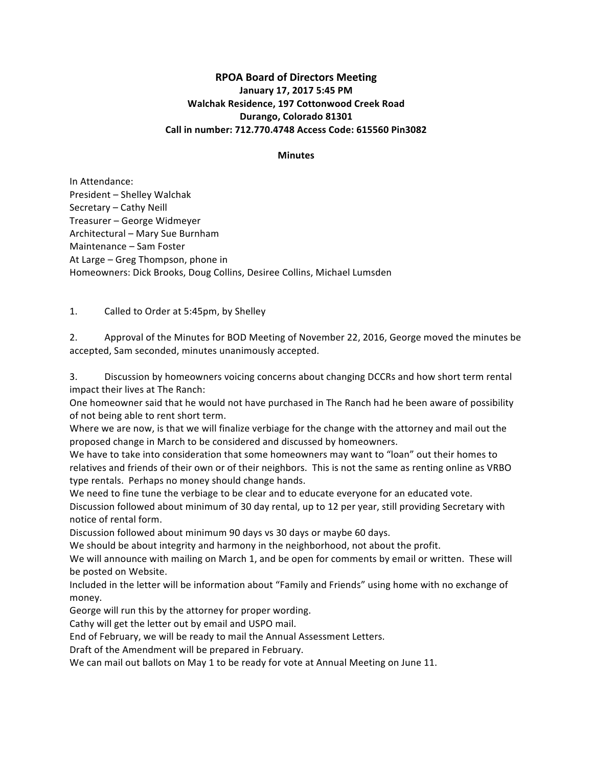# RPOA Board of Directors Meeting

**January 17, 2017 5:45 PM**
**Walchak Residence, 197 Cottonwood Creek Road**
**Durango, Colorado 81301**
**Call in number: 712.770.4748 Access Code: 615560 Pin3082**

**Minutes**

In Attendance:
President – Shelley Walchak
Secretary – Cathy Neill
Treasurer – George Widmeyer
Architectural – Mary Sue Burnham
Maintenance – Sam Foster
At Large – Greg Thompson, phone in
Homeowners: Dick Brooks, Doug Collins, Desiree Collins, Michael Lumsden

1. Called to Order at 5:45pm, by Shelley

2. Approval of the Minutes for BOD Meeting of November 22, 2016, George moved the minutes be accepted, Sam seconded, minutes unanimously accepted.

3. Discussion by homeowners voicing concerns about changing DCCRs and how short term rental impact their lives at The Ranch:
One homeowner said that he would not have purchased in The Ranch had he been aware of possibility of not being able to rent short term.
Where we are now, is that we will finalize verbiage for the change with the attorney and mail out the proposed change in March to be considered and discussed by homeowners.
We have to take into consideration that some homeowners may want to "loan" out their homes to relatives and friends of their own or of their neighbors. This is not the same as renting online as VRBO type rentals. Perhaps no money should change hands.
We need to fine tune the verbiage to be clear and to educate everyone for an educated vote.
Discussion followed about minimum of 30 day rental, up to 12 per year, still providing Secretary with notice of rental form.
Discussion followed about minimum 90 days vs 30 days or maybe 60 days.
We should be about integrity and harmony in the neighborhood, not about the profit.
We will announce with mailing on March 1, and be open for comments by email or written. These will be posted on Website.
Included in the letter will be information about "Family and Friends" using home with no exchange of money.
George will run this by the attorney for proper wording.
Cathy will get the letter out by email and USPO mail.
End of February, we will be ready to mail the Annual Assessment Letters.
Draft of the Amendment will be prepared in February.
We can mail out ballots on May 1 to be ready for vote at Annual Meeting on June 11.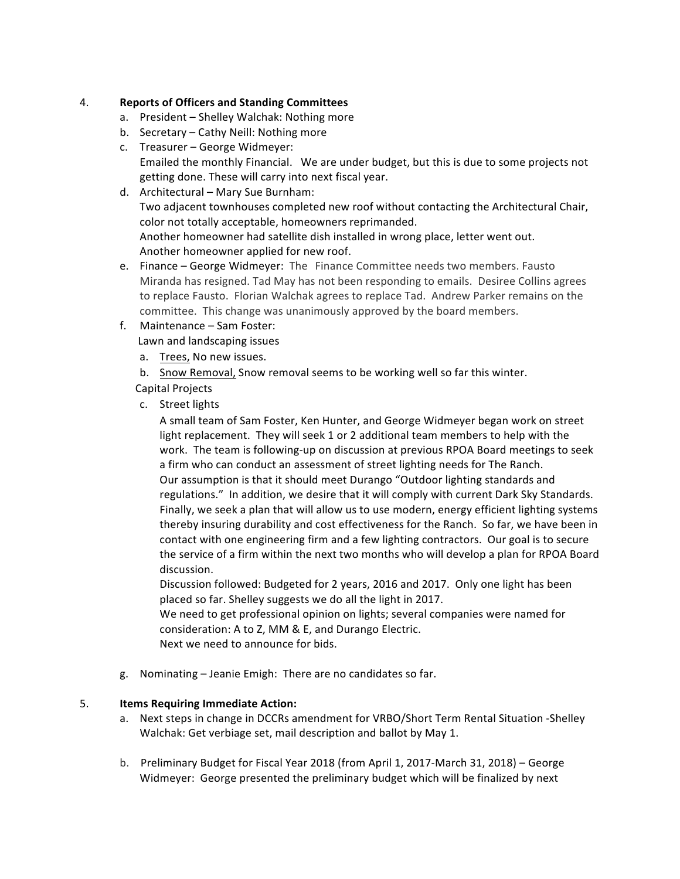4. **Reports of Officers and Standing Committees**
   a. President – Shelley Walchak: Nothing more
   b. Secretary – Cathy Neill: Nothing more
   c. Treasurer – George Widmeyer:
      Emailed the monthly Financial. We are under budget, but this is due to some projects not getting done. These will carry into next fiscal year.
   d. Architectural – Mary Sue Burnham:
      Two adjacent townhouses completed new roof without contacting the Architectural Chair, color not totally acceptable, homeowners reprimanded.
      Another homeowner had satellite dish installed in wrong place, letter went out.
      Another homeowner applied for new roof.
   e. Finance – George Widmeyer: The Finance Committee needs two members. Fausto Miranda has resigned. Tad May has not been responding to emails. Desiree Collins agrees to replace Fausto. Florian Walchak agrees to replace Tad. Andrew Parker remains on the committee. This change was unanimously approved by the board members.
   f. Maintenance – Sam Foster:
      Lawn and landscaping issues
      a. <u>Trees,</u> No new issues.
      b. <u>Snow Removal,</u> Snow removal seems to be working well so far this winter.

      Capital Projects

      c. Street lights
         A small team of Sam Foster, Ken Hunter, and George Widmeyer began work on street light replacement. They will seek 1 or 2 additional team members to help with the work. The team is following-up on discussion at previous RPOA Board meetings to seek a firm who can conduct an assessment of street lighting needs for The Ranch.
         Our assumption is that it should meet Durango "Outdoor lighting standards and regulations." In addition, we desire that it will comply with current Dark Sky Standards. Finally, we seek a plan that will allow us to use modern, energy efficient lighting systems thereby insuring durability and cost effectiveness for the Ranch. So far, we have been in contact with one engineering firm and a few lighting contractors. Our goal is to secure the service of a firm within the next two months who will develop a plan for RPOA Board discussion.
         Discussion followed: Budgeted for 2 years, 2016 and 2017. Only one light has been placed so far. Shelley suggests we do all the light in 2017.
         We need to get professional opinion on lights; several companies were named for consideration: A to Z, MM & E, and Durango Electric.
         Next we need to announce for bids.

   g. Nominating – Jeanie Emigh: There are no candidates so far.

5. **Items Requiring Immediate Action:**
   a. Next steps in change in DCCRs amendment for VRBO/Short Term Rental Situation -Shelley Walchak: Get verbiage set, mail description and ballot by May 1.

   b. Preliminary Budget for Fiscal Year 2018 (from April 1, 2017-March 31, 2018) – George Widmeyer: George presented the preliminary budget which will be finalized by next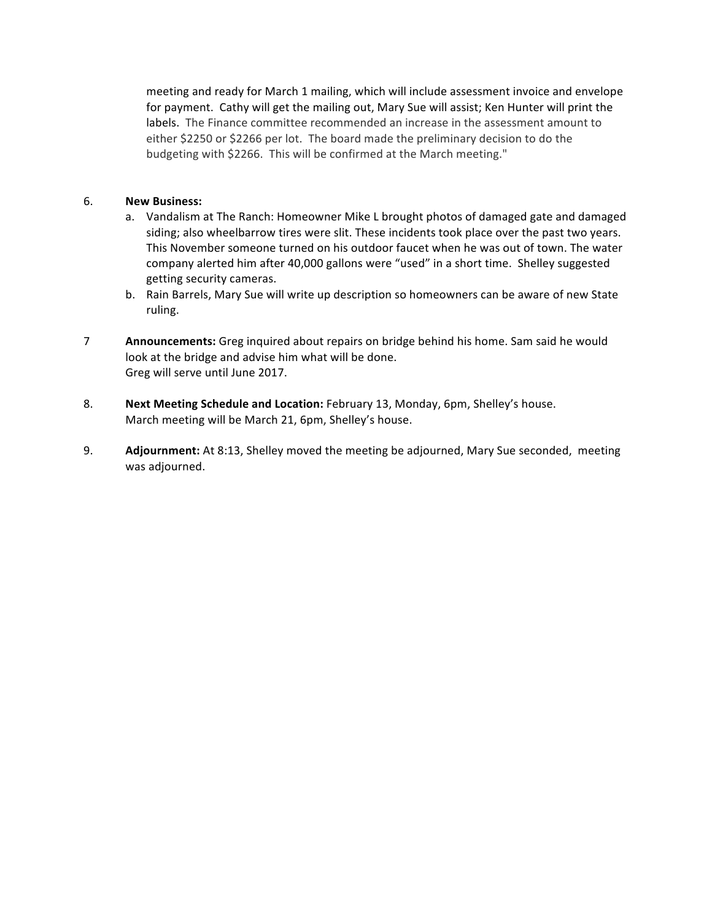meeting and ready for March 1 mailing, which will include assessment invoice and envelope for payment. Cathy will get the mailing out, Mary Sue will assist; Ken Hunter will print the labels. The Finance committee recommended an increase in the assessment amount to either $2250 or $2266 per lot. The board made the preliminary decision to do the budgeting with $2266. This will be confirmed at the March meeting."

6. **New Business:**
   a. Vandalism at The Ranch: Homeowner Mike L brought photos of damaged gate and damaged siding; also wheelbarrow tires were slit. These incidents took place over the past two years. This November someone turned on his outdoor faucet when he was out of town. The water company alerted him after 40,000 gallons were "used" in a short time. Shelley suggested getting security cameras.
   b. Rain Barrels, Mary Sue will write up description so homeowners can be aware of new State ruling.

7 **Announcements:** Greg inquired about repairs on bridge behind his home. Sam said he would look at the bridge and advise him what will be done.
Greg will serve until June 2017.

8. **Next Meeting Schedule and Location:** February 13, Monday, 6pm, Shelley's house.
March meeting will be March 21, 6pm, Shelley's house.

9. **Adjournment:** At 8:13, Shelley moved the meeting be adjourned, Mary Sue seconded, meeting was adjourned.